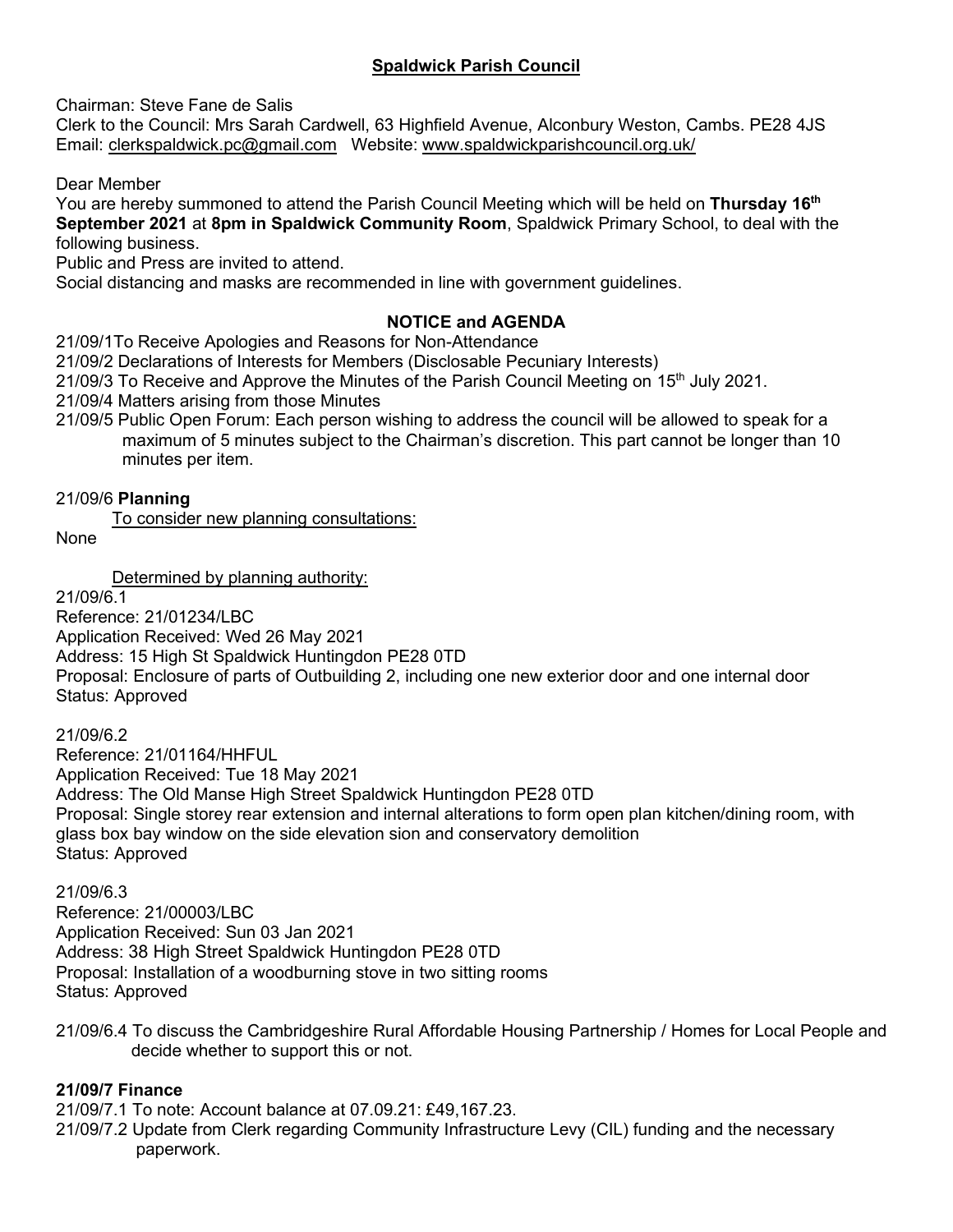## Spaldwick Parish Council

Chairman: Steve Fane de Salis
Clerk to the Council: Mrs Sarah Cardwell, 63 Highfield Avenue, Alconbury Weston, Cambs. PE28 4JS
Email: clerkspaldwick.pc@gmail.com Website: www.spaldwickparishcouncil.org.uk/

Dear Member
You are hereby summoned to attend the Parish Council Meeting which will be held on **Thursday 16th September 2021** at **8pm in Spaldwick Community Room**, Spaldwick Primary School, to deal with the following business.
Public and Press are invited to attend.
Social distancing and masks are recommended in line with government guidelines.

### NOTICE and AGENDA

21/09/1To Receive Apologies and Reasons for Non-Attendance
21/09/2 Declarations of Interests for Members (Disclosable Pecuniary Interests)
21/09/3 To Receive and Approve the Minutes of the Parish Council Meeting on 15th July 2021.
21/09/4 Matters arising from those Minutes
21/09/5 Public Open Forum: Each person wishing to address the council will be allowed to speak for a maximum of 5 minutes subject to the Chairman's discretion. This part cannot be longer than 10 minutes per item.

21/09/6 **Planning**

To consider new planning consultations:

None

Determined by planning authority:

21/09/6.1
Reference: 21/01234/LBC
Application Received: Wed 26 May 2021
Address: 15 High St Spaldwick Huntingdon PE28 0TD
Proposal: Enclosure of parts of Outbuilding 2, including one new exterior door and one internal door
Status: Approved

21/09/6.2
Reference: 21/01164/HHFUL
Application Received: Tue 18 May 2021
Address: The Old Manse High Street Spaldwick Huntingdon PE28 0TD
Proposal: Single storey rear extension and internal alterations to form open plan kitchen/dining room, with glass box bay window on the side elevation sion and conservatory demolition
Status: Approved

21/09/6.3
Reference: 21/00003/LBC
Application Received: Sun 03 Jan 2021
Address: 38 High Street Spaldwick Huntingdon PE28 0TD
Proposal: Installation of a woodburning stove in two sitting rooms
Status: Approved

21/09/6.4 To discuss the Cambridgeshire Rural Affordable Housing Partnership / Homes for Local People and decide whether to support this or not.

**21/09/7 Finance**

21/09/7.1 To note: Account balance at 07.09.21: £49,167.23.
21/09/7.2 Update from Clerk regarding Community Infrastructure Levy (CIL) funding and the necessary paperwork.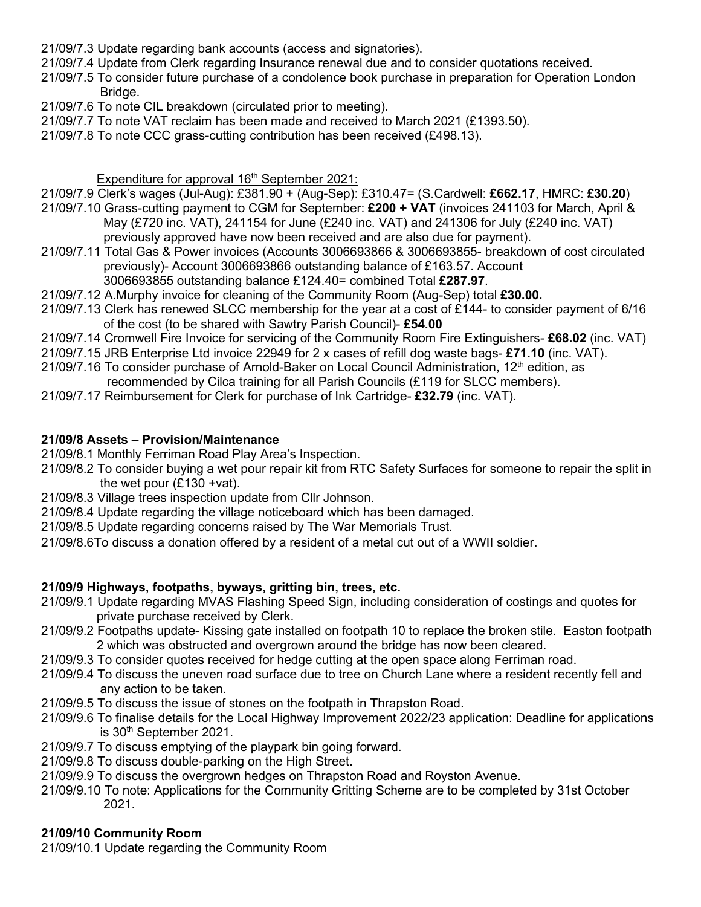21/09/7.3 Update regarding bank accounts (access and signatories).

21/09/7.4 Update from Clerk regarding Insurance renewal due and to consider quotations received.

21/09/7.5 To consider future purchase of a condolence book purchase in preparation for Operation London Bridge.

21/09/7.6 To note CIL breakdown (circulated prior to meeting).

21/09/7.7 To note VAT reclaim has been made and received to March 2021 (£1393.50).

21/09/7.8 To note CCC grass-cutting contribution has been received (£498.13).

Expenditure for approval 16th September 2021:

21/09/7.9 Clerk's wages (Jul-Aug): £381.90 + (Aug-Sep): £310.47= (S.Cardwell: **£662.17**, HMRC: **£30.20**)

21/09/7.10 Grass-cutting payment to CGM for September: **£200 + VAT** (invoices 241103 for March, April & May (£720 inc. VAT), 241154 for June (£240 inc. VAT) and 241306 for July (£240 inc. VAT) previously approved have now been received and are also due for payment).

21/09/7.11 Total Gas & Power invoices (Accounts 3006693866 & 3006693855- breakdown of cost circulated previously)- Account 3006693866 outstanding balance of £163.57. Account 3006693855 outstanding balance £124.40= combined Total **£287.97**.

21/09/7.12 A.Murphy invoice for cleaning of the Community Room (Aug-Sep) total **£30.00.**

21/09/7.13 Clerk has renewed SLCC membership for the year at a cost of £144- to consider payment of 6/16 of the cost (to be shared with Sawtry Parish Council)- **£54.00**

21/09/7.14 Cromwell Fire Invoice for servicing of the Community Room Fire Extinguishers- **£68.02** (inc. VAT)

21/09/7.15 JRB Enterprise Ltd invoice 22949 for 2 x cases of refill dog waste bags- **£71.10** (inc. VAT).

21/09/7.16 To consider purchase of Arnold-Baker on Local Council Administration, 12th edition, as recommended by Cilca training for all Parish Councils (£119 for SLCC members).

21/09/7.17 Reimbursement for Clerk for purchase of Ink Cartridge- **£32.79** (inc. VAT).

**21/09/8 Assets – Provision/Maintenance**

21/09/8.1 Monthly Ferriman Road Play Area's Inspection.

21/09/8.2 To consider buying a wet pour repair kit from RTC Safety Surfaces for someone to repair the split in the wet pour (£130 +vat).

21/09/8.3 Village trees inspection update from Cllr Johnson.

21/09/8.4 Update regarding the village noticeboard which has been damaged.

21/09/8.5 Update regarding concerns raised by The War Memorials Trust.

21/09/8.6To discuss a donation offered by a resident of a metal cut out of a WWII soldier.

**21/09/9 Highways, footpaths, byways, gritting bin, trees, etc.**

21/09/9.1 Update regarding MVAS Flashing Speed Sign, including consideration of costings and quotes for private purchase received by Clerk.

21/09/9.2 Footpaths update- Kissing gate installed on footpath 10 to replace the broken stile. Easton footpath 2 which was obstructed and overgrown around the bridge has now been cleared.

21/09/9.3 To consider quotes received for hedge cutting at the open space along Ferriman road.

21/09/9.4 To discuss the uneven road surface due to tree on Church Lane where a resident recently fell and any action to be taken.

21/09/9.5 To discuss the issue of stones on the footpath in Thrapston Road.

21/09/9.6 To finalise details for the Local Highway Improvement 2022/23 application: Deadline for applications is 30th September 2021.

21/09/9.7 To discuss emptying of the playpark bin going forward.

21/09/9.8 To discuss double-parking on the High Street.

21/09/9.9 To discuss the overgrown hedges on Thrapston Road and Royston Avenue.

21/09/9.10 To note: Applications for the Community Gritting Scheme are to be completed by 31st October 2021.

**21/09/10 Community Room**

21/09/10.1 Update regarding the Community Room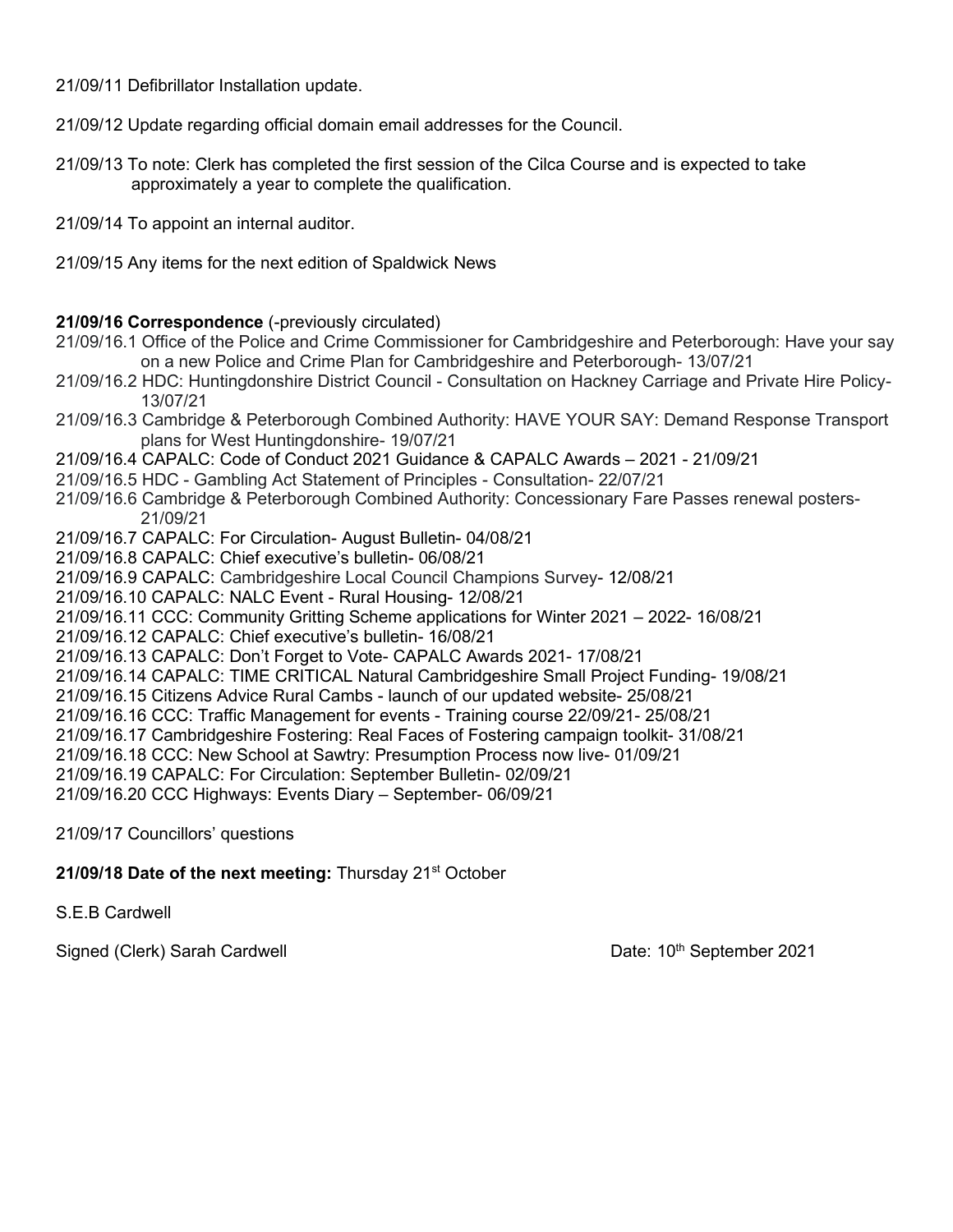21/09/11 Defibrillator Installation update.

21/09/12 Update regarding official domain email addresses for the Council.

21/09/13 To note: Clerk has completed the first session of the Cilca Course and is expected to take approximately a year to complete the qualification.

21/09/14 To appoint an internal auditor.

21/09/15 Any items for the next edition of Spaldwick News

**21/09/16 Correspondence** (-previously circulated)

21/09/16.1 Office of the Police and Crime Commissioner for Cambridgeshire and Peterborough: Have your say on a new Police and Crime Plan for Cambridgeshire and Peterborough- 13/07/21

21/09/16.2 HDC: Huntingdonshire District Council - Consultation on Hackney Carriage and Private Hire Policy- 13/07/21

21/09/16.3 Cambridge & Peterborough Combined Authority: HAVE YOUR SAY: Demand Response Transport plans for West Huntingdonshire- 19/07/21

21/09/16.4 CAPALC: Code of Conduct 2021 Guidance & CAPALC Awards – 2021 - 21/09/21

21/09/16.5 HDC - Gambling Act Statement of Principles - Consultation- 22/07/21

21/09/16.6 Cambridge & Peterborough Combined Authority: Concessionary Fare Passes renewal posters- 21/09/21

21/09/16.7 CAPALC: For Circulation- August Bulletin- 04/08/21

21/09/16.8 CAPALC: Chief executive's bulletin- 06/08/21

21/09/16.9 CAPALC: Cambridgeshire Local Council Champions Survey- 12/08/21

21/09/16.10 CAPALC: NALC Event - Rural Housing- 12/08/21

21/09/16.11 CCC: Community Gritting Scheme applications for Winter 2021 – 2022- 16/08/21

21/09/16.12 CAPALC: Chief executive's bulletin- 16/08/21

21/09/16.13 CAPALC: Don't Forget to Vote- CAPALC Awards 2021- 17/08/21

21/09/16.14 CAPALC: TIME CRITICAL Natural Cambridgeshire Small Project Funding- 19/08/21

21/09/16.15 Citizens Advice Rural Cambs - launch of our updated website- 25/08/21

21/09/16.16 CCC: Traffic Management for events - Training course 22/09/21- 25/08/21

21/09/16.17 Cambridgeshire Fostering: Real Faces of Fostering campaign toolkit- 31/08/21

21/09/16.18 CCC: New School at Sawtry: Presumption Process now live- 01/09/21

21/09/16.19 CAPALC: For Circulation: September Bulletin- 02/09/21

21/09/16.20 CCC Highways: Events Diary – September- 06/09/21

21/09/17 Councillors' questions

**21/09/18 Date of the next meeting:** Thursday 21st October

S.E.B Cardwell

Signed (Clerk) Sarah Cardwell                                                    Date: 10th September 2021